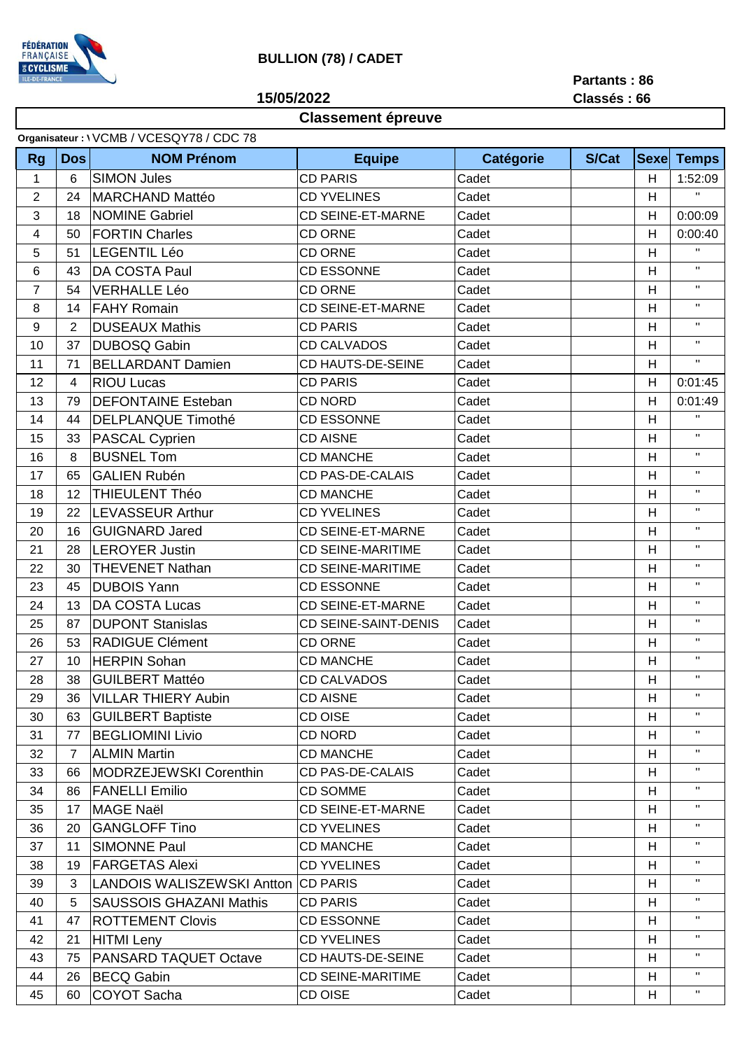FÉDÉRATION FRANÇAISE DE CYCLISME ILE-DE-FRANCE

**BULLION (78) / CADET**

**Partants : 86**

**15/05/2022** **Classés : 66**

## Classement épreuve

**Organisateur :** VCMB / VCESQY78 / CDC 78

| Rg | Dos | NOM Prénom | Equipe | Catégorie | S/Cat | Sexe | Temps |
|---|---|---|---|---|---|---|---|
| 1 | 6 | SIMON Jules | CD PARIS | Cadet | | H | 1:52:09 |
| 2 | 24 | MARCHAND Mattéo | CD YVELINES | Cadet | | H | " |
| 3 | 18 | NOMINE Gabriel | CD SEINE-ET-MARNE | Cadet | | H | 0:00:09 |
| 4 | 50 | FORTIN Charles | CD ORNE | Cadet | | H | 0:00:40 |
| 5 | 51 | LEGENTIL Léo | CD ORNE | Cadet | | H | " |
| 6 | 43 | DA COSTA Paul | CD ESSONNE | Cadet | | H | " |
| 7 | 54 | VERHALLE Léo | CD ORNE | Cadet | | H | " |
| 8 | 14 | FAHY Romain | CD SEINE-ET-MARNE | Cadet | | H | " |
| 9 | 2 | DUSEAUX Mathis | CD PARIS | Cadet | | H | " |
| 10 | 37 | DUBOSQ Gabin | CD CALVADOS | Cadet | | H | " |
| 11 | 71 | BELLARDANT Damien | CD HAUTS-DE-SEINE | Cadet | | H | " |
| 12 | 4 | RIOU Lucas | CD PARIS | Cadet | | H | 0:01:45 |
| 13 | 79 | DEFONTAINE Esteban | CD NORD | Cadet | | H | 0:01:49 |
| 14 | 44 | DELPLANQUE Timothé | CD ESSONNE | Cadet | | H | " |
| 15 | 33 | PASCAL Cyprien | CD AISNE | Cadet | | H | " |
| 16 | 8 | BUSNEL Tom | CD MANCHE | Cadet | | H | " |
| 17 | 65 | GALIEN Rubén | CD PAS-DE-CALAIS | Cadet | | H | " |
| 18 | 12 | THIEULENT Théo | CD MANCHE | Cadet | | H | " |
| 19 | 22 | LEVASSEUR Arthur | CD YVELINES | Cadet | | H | " |
| 20 | 16 | GUIGNARD Jared | CD SEINE-ET-MARNE | Cadet | | H | " |
| 21 | 28 | LEROYER Justin | CD SEINE-MARITIME | Cadet | | H | " |
| 22 | 30 | THEVENET Nathan | CD SEINE-MARITIME | Cadet | | H | " |
| 23 | 45 | DUBOIS Yann | CD ESSONNE | Cadet | | H | " |
| 24 | 13 | DA COSTA Lucas | CD SEINE-ET-MARNE | Cadet | | H | " |
| 25 | 87 | DUPONT Stanislas | CD SEINE-SAINT-DENIS | Cadet | | H | " |
| 26 | 53 | RADIGUE Clément | CD ORNE | Cadet | | H | " |
| 27 | 10 | HERPIN Sohan | CD MANCHE | Cadet | | H | " |
| 28 | 38 | GUILBERT Mattéo | CD CALVADOS | Cadet | | H | " |
| 29 | 36 | VILLAR THIERY Aubin | CD AISNE | Cadet | | H | " |
| 30 | 63 | GUILBERT Baptiste | CD OISE | Cadet | | H | " |
| 31 | 77 | BEGLIOMINI Livio | CD NORD | Cadet | | H | " |
| 32 | 7 | ALMIN Martin | CD MANCHE | Cadet | | H | " |
| 33 | 66 | MODRZEJEWSKI Corenthin | CD PAS-DE-CALAIS | Cadet | | H | " |
| 34 | 86 | FANELLI Emilio | CD SOMME | Cadet | | H | " |
| 35 | 17 | MAGE Naël | CD SEINE-ET-MARNE | Cadet | | H | " |
| 36 | 20 | GANGLOFF Tino | CD YVELINES | Cadet | | H | " |
| 37 | 11 | SIMONNE Paul | CD MANCHE | Cadet | | H | " |
| 38 | 19 | FARGETAS Alexi | CD YVELINES | Cadet | | H | " |
| 39 | 3 | LANDOIS WALISZEWSKI Antton | CD PARIS | Cadet | | H | " |
| 40 | 5 | SAUSSOIS GHAZANI Mathis | CD PARIS | Cadet | | H | " |
| 41 | 47 | ROTTEMENT Clovis | CD ESSONNE | Cadet | | H | " |
| 42 | 21 | HITMI Leny | CD YVELINES | Cadet | | H | " |
| 43 | 75 | PANSARD TAQUET Octave | CD HAUTS-DE-SEINE | Cadet | | H | " |
| 44 | 26 | BECQ Gabin | CD SEINE-MARITIME | Cadet | | H | " |
| 45 | 60 | COYOT Sacha | CD OISE | Cadet | | H | " |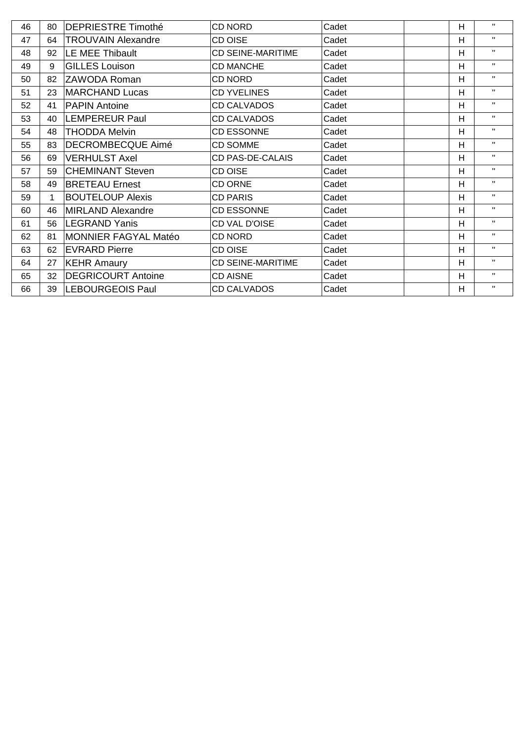| | | | | | | | |
|---|---|---|---|---|---|---|---|
| 46 | 80 | DEPRIESTRE Timothé | CD NORD | Cadet | | H | " |
| 47 | 64 | TROUVAIN Alexandre | CD OISE | Cadet | | H | " |
| 48 | 92 | LE MEE Thibault | CD SEINE-MARITIME | Cadet | | H | " |
| 49 | 9 | GILLES Louison | CD MANCHE | Cadet | | H | " |
| 50 | 82 | ZAWODA Roman | CD NORD | Cadet | | H | " |
| 51 | 23 | MARCHAND Lucas | CD YVELINES | Cadet | | H | " |
| 52 | 41 | PAPIN Antoine | CD CALVADOS | Cadet | | H | " |
| 53 | 40 | LEMPEREUR Paul | CD CALVADOS | Cadet | | H | " |
| 54 | 48 | THODDA Melvin | CD ESSONNE | Cadet | | H | " |
| 55 | 83 | DECROMBECQUE Aimé | CD SOMME | Cadet | | H | " |
| 56 | 69 | VERHULST Axel | CD PAS-DE-CALAIS | Cadet | | H | " |
| 57 | 59 | CHEMINANT Steven | CD OISE | Cadet | | H | " |
| 58 | 49 | BRETEAU Ernest | CD ORNE | Cadet | | H | " |
| 59 | 1 | BOUTELOUP Alexis | CD PARIS | Cadet | | H | " |
| 60 | 46 | MIRLAND Alexandre | CD ESSONNE | Cadet | | H | " |
| 61 | 56 | LEGRAND Yanis | CD VAL D'OISE | Cadet | | H | " |
| 62 | 81 | MONNIER FAGYAL Matéo | CD NORD | Cadet | | H | " |
| 63 | 62 | EVRARD Pierre | CD OISE | Cadet | | H | " |
| 64 | 27 | KEHR Amaury | CD SEINE-MARITIME | Cadet | | H | " |
| 65 | 32 | DEGRICOURT Antoine | CD AISNE | Cadet | | H | " |
| 66 | 39 | LEBOURGEOIS Paul | CD CALVADOS | Cadet | | H | " |